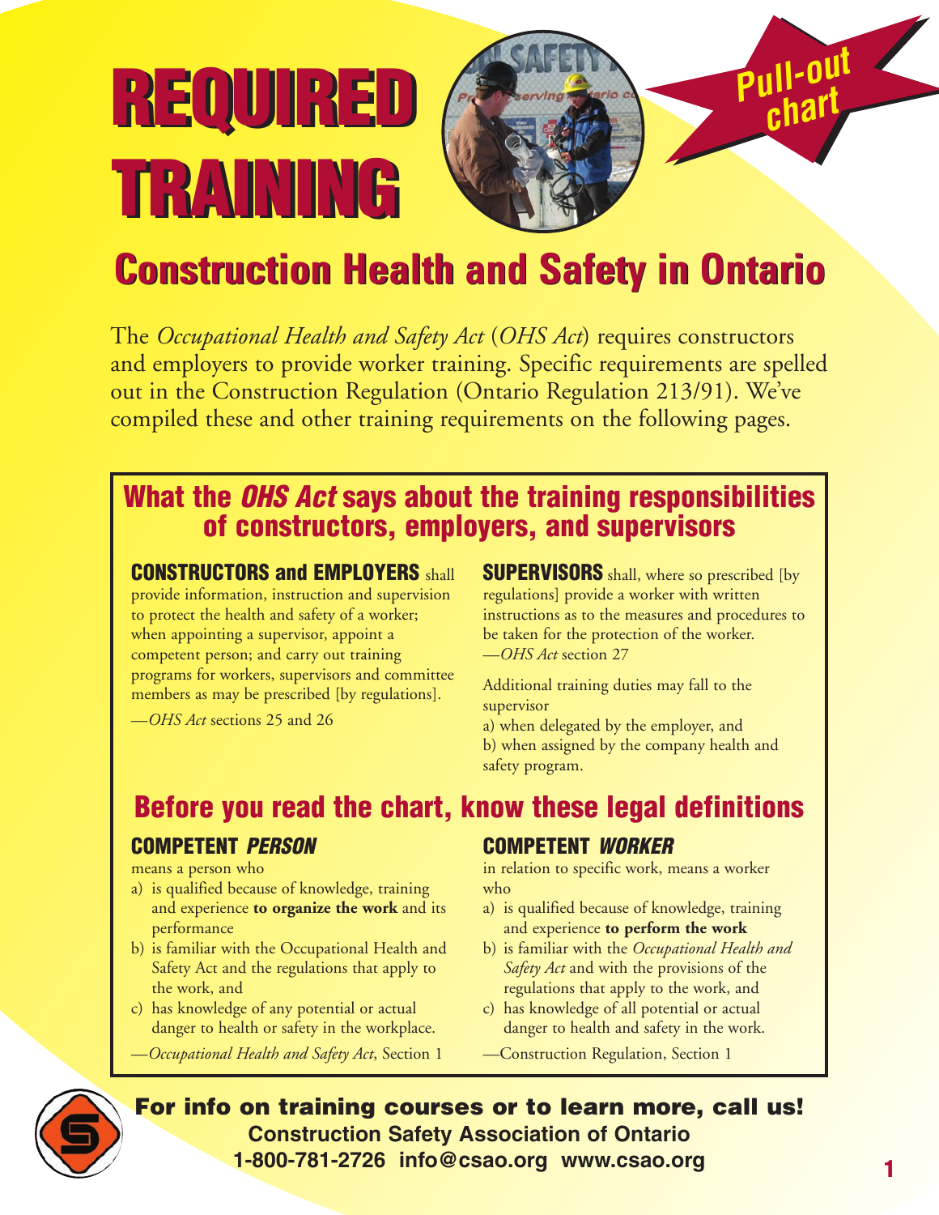# REQUIRED TRAINING

Pull-out chart

## Construction Health and Safety in Ontario

The *Occupational Health and Safety Act* (*OHS Act*) requires constructors and employers to provide worker training. Specific requirements are spelled out in the Construction Regulation (Ontario Regulation 213/91). We've compiled these and other training requirements on the following pages.

### What the *OHS Act* says about the training responsibilities of constructors, employers, and supervisors

**CONSTRUCTORS and EMPLOYERS** shall provide information, instruction and supervision to protect the health and safety of a worker; when appointing a supervisor, appoint a competent person; and carry out training programs for workers, supervisors and committee members as may be prescribed [by regulations].

—*OHS Act* sections 25 and 26

**SUPERVISORS** shall, where so prescribed [by regulations] provide a worker with written instructions as to the measures and procedures to be taken for the protection of the worker.
—*OHS Act* section 27

Additional training duties may fall to the supervisor
a) when delegated by the employer, and
b) when assigned by the company health and safety program.

### Before you read the chart, know these legal definitions

#### COMPETENT *PERSON*

means a person who

a) is qualified because of knowledge, training and experience **to organize the work** and its performance
b) is familiar with the Occupational Health and Safety Act and the regulations that apply to the work, and
c) has knowledge of any potential or actual danger to health or safety in the workplace.

—*Occupational Health and Safety Act*, Section 1

#### COMPETENT *WORKER*

in relation to specific work, means a worker who

a) is qualified because of knowledge, training and experience **to perform the work**
b) is familiar with the *Occupational Health and Safety Act* and with the provisions of the regulations that apply to the work, and
c) has knowledge of all potential or actual danger to health and safety in the work.

—Construction Regulation, Section 1

**For info on training courses or to learn more, call us!**
**Construction Safety Association of Ontario**
**1-800-781-2726 info@csao.org www.csao.org**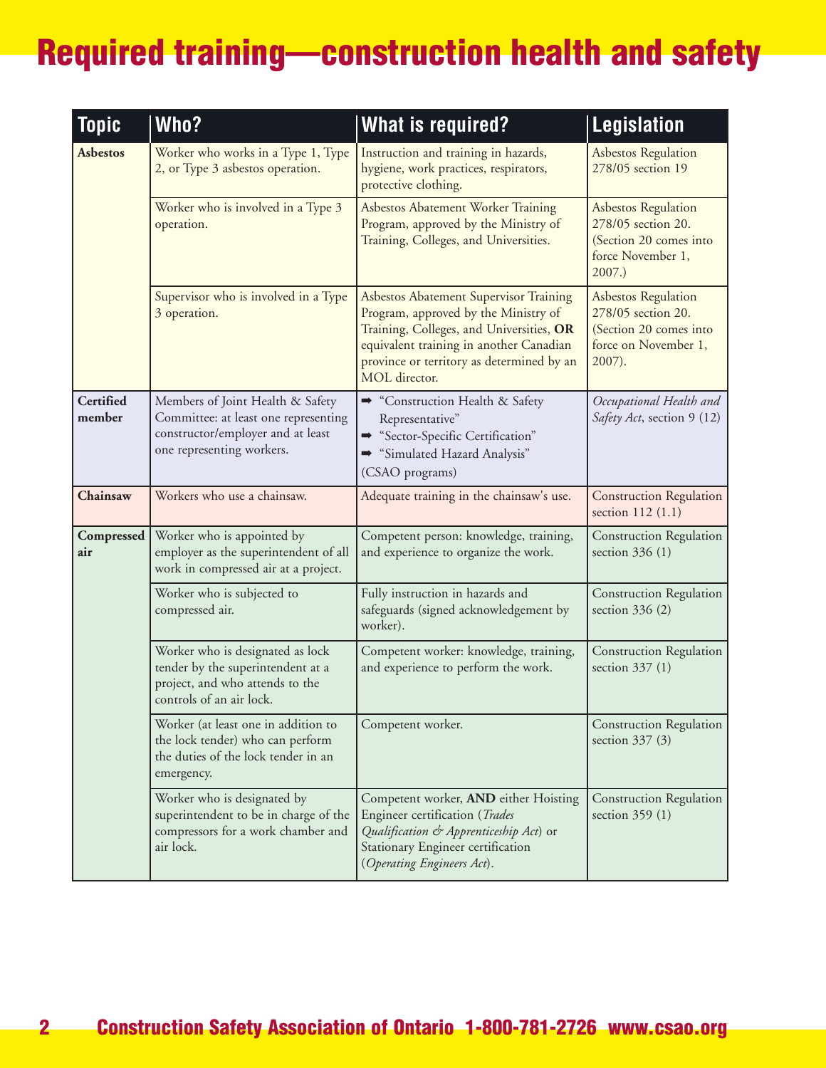# Required training—construction health and safety

| Topic | Who? | What is required? | Legislation |
|---|---|---|---|
| **Asbestos** | Worker who works in a Type 1, Type 2, or Type 3 asbestos operation. | Instruction and training in hazards, hygiene, work practices, respirators, protective clothing. | Asbestos Regulation 278/05 section 19 |
| | Worker who is involved in a Type 3 operation. | Asbestos Abatement Worker Training Program, approved by the Ministry of Training, Colleges, and Universities. | Asbestos Regulation 278/05 section 20. (Section 20 comes into force November 1, 2007.) |
| | Supervisor who is involved in a Type 3 operation. | Asbestos Abatement Supervisor Training Program, approved by the Ministry of Training, Colleges, and Universities, **OR** equivalent training in another Canadian province or territory as determined by an MOL director. | Asbestos Regulation 278/05 section 20. (Section 20 comes into force on November 1, 2007). |
| **Certified member** | Members of Joint Health & Safety Committee: at least one representing constructor/employer and at least one representing workers. | ➡ "Construction Health & Safety Representative"<br>➡ "Sector-Specific Certification"<br>➡ "Simulated Hazard Analysis"<br>(CSAO programs) | *Occupational Health and Safety Act*, section 9 (12) |
| **Chainsaw** | Workers who use a chainsaw. | Adequate training in the chainsaw's use. | Construction Regulation section 112 (1.1) |
| **Compressed air** | Worker who is appointed by employer as the superintendent of all work in compressed air at a project. | Competent person: knowledge, training, and experience to organize the work. | Construction Regulation section 336 (1) |
| | Worker who is subjected to compressed air. | Fully instruction in hazards and safeguards (signed acknowledgement by worker). | Construction Regulation section 336 (2) |
| | Worker who is designated as lock tender by the superintendent at a project, and who attends to the controls of an air lock. | Competent worker: knowledge, training, and experience to perform the work. | Construction Regulation section 337 (1) |
| | Worker (at least one in addition to the lock tender) who can perform the duties of the lock tender in an emergency. | Competent worker. | Construction Regulation section 337 (3) |
| | Worker who is designated by superintendent to be in charge of the compressors for a work chamber and air lock. | Competent worker, **AND** either Hoisting Engineer certification (*Trades Qualification & Apprenticeship Act*) or Stationary Engineer certification (*Operating Engineers Act*). | Construction Regulation section 359 (1) |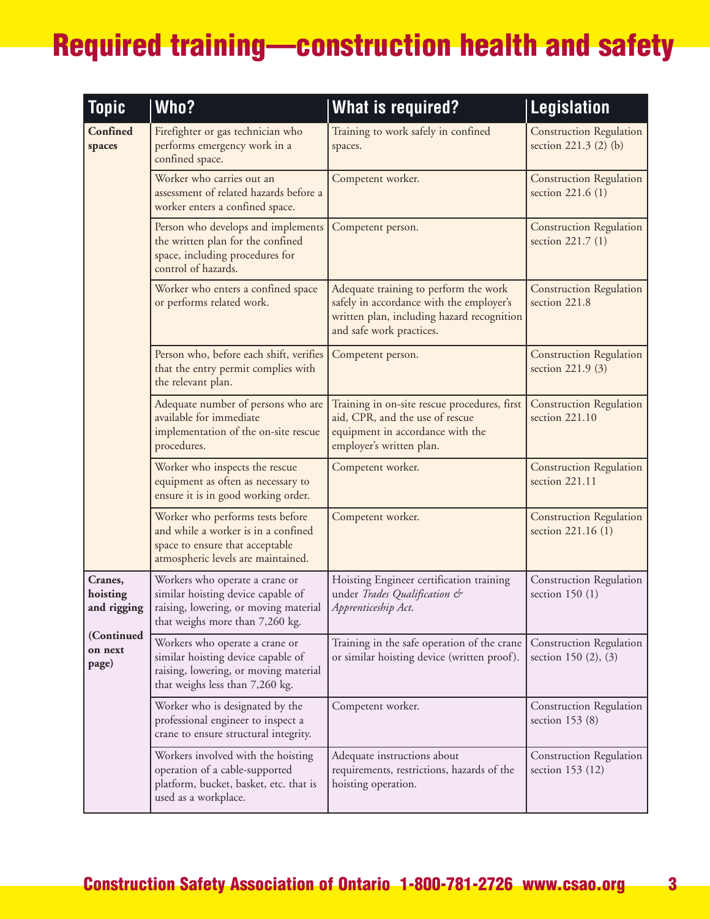# Required training—construction health and safety

| Topic | Who? | What is required? | Legislation |
|---|---|---|---|
| **Confined spaces** | Firefighter or gas technician who performs emergency work in a confined space. | Training to work safely in confined spaces. | Construction Regulation section 221.3 (2) (b) |
| | Worker who carries out an assessment of related hazards before a worker enters a confined space. | Competent worker. | Construction Regulation section 221.6 (1) |
| | Person who develops and implements the written plan for the confined space, including procedures for control of hazards. | Competent person. | Construction Regulation section 221.7 (1) |
| | Worker who enters a confined space or performs related work. | Adequate training to perform the work safely in accordance with the employer's written plan, including hazard recognition and safe work practices. | Construction Regulation section 221.8 |
| | Person who, before each shift, verifies that the entry permit complies with the relevant plan. | Competent person. | Construction Regulation section 221.9 (3) |
| | Adequate number of persons who are available for immediate implementation of the on-site rescue procedures. | Training in on-site rescue procedures, first aid, CPR, and the use of rescue equipment in accordance with the employer's written plan. | Construction Regulation section 221.10 |
| | Worker who inspects the rescue equipment as often as necessary to ensure it is in good working order. | Competent worker. | Construction Regulation section 221.11 |
| | Worker who performs tests before and while a worker is in a confined space to ensure that acceptable atmospheric levels are maintained. | Competent worker. | Construction Regulation section 221.16 (1) |
| **Cranes, hoisting and rigging** **(Continued on next page)** | Workers who operate a crane or similar hoisting device capable of raising, lowering, or moving material that weighs more than 7,260 kg. | Hoisting Engineer certification training under *Trades Qualification & Apprenticeship Act.* | Construction Regulation section 150 (1) |
| | Workers who operate a crane or similar hoisting device capable of raising, lowering, or moving material that weighs less than 7,260 kg. | Training in the safe operation of the crane or similar hoisting device (written proof). | Construction Regulation section 150 (2), (3) |
| | Worker who is designated by the professional engineer to inspect a crane to ensure structural integrity. | Competent worker. | Construction Regulation section 153 (8) |
| | Workers involved with the hoisting operation of a cable-supported platform, bucket, basket, etc. that is used as a workplace. | Adequate instructions about requirements, restrictions, hazards of the hoisting operation. | Construction Regulation section 153 (12) |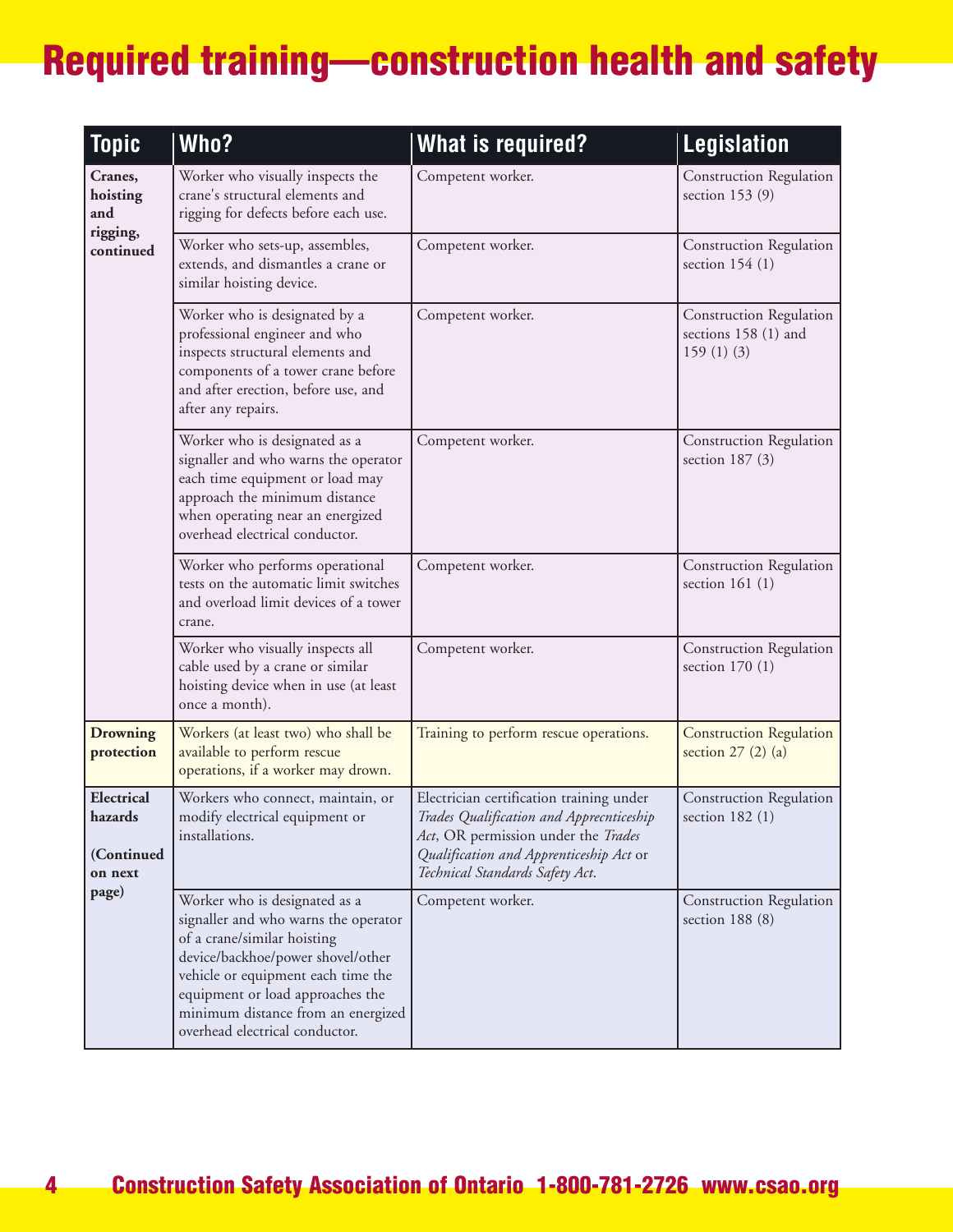# Required training—construction health and safety

| Topic | Who? | What is required? | Legislation |
|---|---|---|---|
| **Cranes, hoisting and rigging, continued** | Worker who visually inspects the crane's structural elements and rigging for defects before each use. | Competent worker. | Construction Regulation section 153 (9) |
| | Worker who sets-up, assembles, extends, and dismantles a crane or similar hoisting device. | Competent worker. | Construction Regulation section 154 (1) |
| | Worker who is designated by a professional engineer and who inspects structural elements and components of a tower crane before and after erection, before use, and after any repairs. | Competent worker. | Construction Regulation sections 158 (1) and 159 (1) (3) |
| | Worker who is designated as a signaller and who warns the operator each time equipment or load may approach the minimum distance when operating near an energized overhead electrical conductor. | Competent worker. | Construction Regulation section 187 (3) |
| | Worker who performs operational tests on the automatic limit switches and overload limit devices of a tower crane. | Competent worker. | Construction Regulation section 161 (1) |
| | Worker who visually inspects all cable used by a crane or similar hoisting device when in use (at least once a month). | Competent worker. | Construction Regulation section 170 (1) |
| **Drowning protection** | Workers (at least two) who shall be available to perform rescue operations, if a worker may drown. | Training to perform rescue operations. | Construction Regulation section 27 (2) (a) |
| **Electrical hazards** **(Continued on next page)** | Workers who connect, maintain, or modify electrical equipment or installations. | Electrician certification training under *Trades Qualification and Apprecnticeship Act*, OR permission under the *Trades Qualification and Apprenticeship Act* or *Technical Standards Safety Act*. | Construction Regulation section 182 (1) |
| | Worker who is designated as a signaller and who warns the operator of a crane/similar hoisting device/backhoe/power shovel/other vehicle or equipment each time the equipment or load approaches the minimum distance from an energized overhead electrical conductor. | Competent worker. | Construction Regulation section 188 (8) |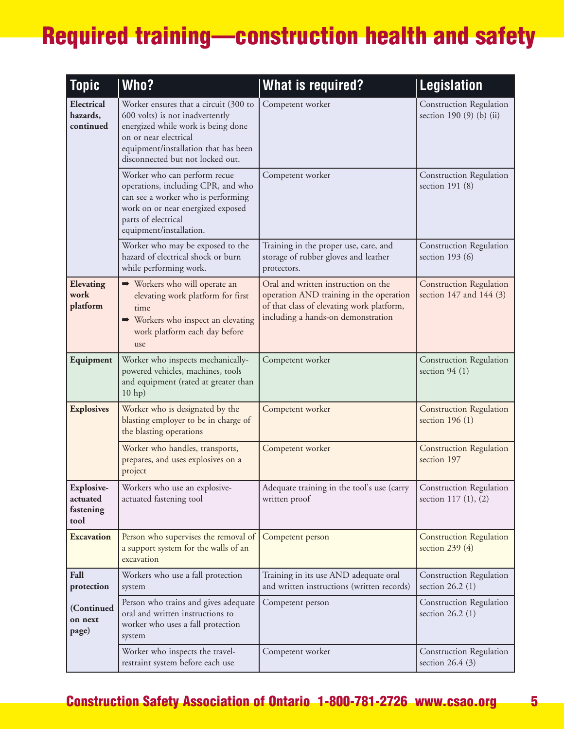# Required training—construction health and safety

| Topic | Who? | What is required? | Legislation |
|---|---|---|---|
| **Electrical hazards, continued** | Worker ensures that a circuit (300 to 600 volts) is not inadvertently energized while work is being done on or near electrical equipment/installation that has been disconnected but not locked out. | Competent worker | Construction Regulation section 190 (9) (b) (ii) |
| | Worker who can perform recue operations, including CPR, and who can see a worker who is performing work on or near energized exposed parts of electrical equipment/installation. | Competent worker | Construction Regulation section 191 (8) |
| | Worker who may be exposed to the hazard of electrical shock or burn while performing work. | Training in the proper use, care, and storage of rubber gloves and leather protectors. | Construction Regulation section 193 (6) |
| **Elevating work platform** | ➡ Workers who will operate an elevating work platform for first time<br>➡ Workers who inspect an elevating work platform each day before use | Oral and written instruction on the operation AND training in the operation of that class of elevating work platform, including a hands-on demonstration | Construction Regulation section 147 and 144 (3) |
| **Equipment** | Worker who inspects mechanically-powered vehicles, machines, tools and equipment (rated at greater than 10 hp) | Competent worker | Construction Regulation section 94 (1) |
| **Explosives** | Worker who is designated by the blasting employer to be in charge of the blasting operations | Competent worker | Construction Regulation section 196 (1) |
| | Worker who handles, transports, prepares, and uses explosives on a project | Competent worker | Construction Regulation section 197 |
| **Explosive-actuated fastening tool** | Workers who use an explosive-actuated fastening tool | Adequate training in the tool's use (carry written proof | Construction Regulation section 117 (1), (2) |
| **Excavation** | Person who supervises the removal of a support system for the walls of an excavation | Competent person | Construction Regulation section 239 (4) |
| **Fall protection (Continued on next page)** | Workers who use a fall protection system | Training in its use AND adequate oral and written instructions (written records) | Construction Regulation section 26.2 (1) |
| | Person who trains and gives adequate oral and written instructions to worker who uses a fall protection system | Competent person | Construction Regulation section 26.2 (1) |
| | Worker who inspects the travel-restraint system before each use | Competent worker | Construction Regulation section 26.4 (3) |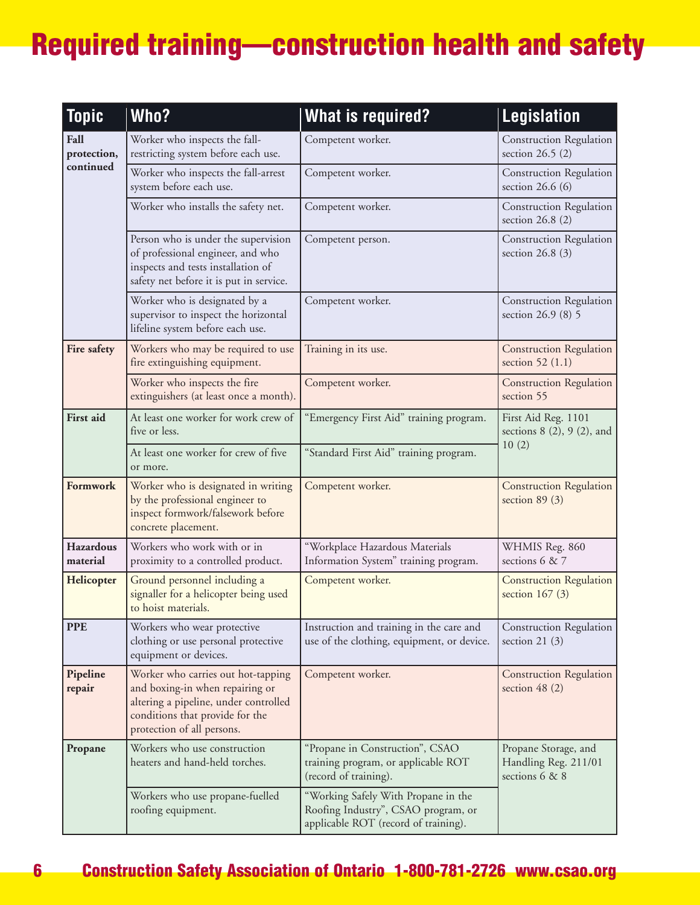# Required training—construction health and safety

| Topic | Who? | What is required? | Legislation |
|---|---|---|---|
| **Fall protection, continued** | Worker who inspects the fall-restricting system before each use. | Competent worker. | Construction Regulation section 26.5 (2) |
| | Worker who inspects the fall-arrest system before each use. | Competent worker. | Construction Regulation section 26.6 (6) |
| | Worker who installs the safety net. | Competent worker. | Construction Regulation section 26.8 (2) |
| | Person who is under the supervision of professional engineer, and who inspects and tests installation of safety net before it is put in service. | Competent person. | Construction Regulation section 26.8 (3) |
| | Worker who is designated by a supervisor to inspect the horizontal lifeline system before each use. | Competent worker. | Construction Regulation section 26.9 (8) 5 |
| **Fire safety** | Workers who may be required to use fire extinguishing equipment. | Training in its use. | Construction Regulation section 52 (1.1) |
| | Worker who inspects the fire extinguishers (at least once a month). | Competent worker. | Construction Regulation section 55 |
| **First aid** | At least one worker for work crew of five or less. | "Emergency First Aid" training program. | First Aid Reg. 1101 sections 8 (2), 9 (2), and 10 (2) |
| | At least one worker for crew of five or more. | "Standard First Aid" training program. | |
| **Formwork** | Worker who is designated in writing by the professional engineer to inspect formwork/falsework before concrete placement. | Competent worker. | Construction Regulation section 89 (3) |
| **Hazardous material** | Workers who work with or in proximity to a controlled product. | "Workplace Hazardous Materials Information System" training program. | WHMIS Reg. 860 sections 6 & 7 |
| **Helicopter** | Ground personnel including a signaller for a helicopter being used to hoist materials. | Competent worker. | Construction Regulation section 167 (3) |
| **PPE** | Workers who wear protective clothing or use personal protective equipment or devices. | Instruction and training in the care and use of the clothing, equipment, or device. | Construction Regulation section 21 (3) |
| **Pipeline repair** | Worker who carries out hot-tapping and boxing-in when repairing or altering a pipeline, under controlled conditions that provide for the protection of all persons. | Competent worker. | Construction Regulation section 48 (2) |
| **Propane** | Workers who use construction heaters and hand-held torches. | "Propane in Construction", CSAO training program, or applicable ROT (record of training). | Propane Storage, and Handling Reg. 211/01 sections 6 & 8 |
| | Workers who use propane-fuelled roofing equipment. | "Working Safely With Propane in the Roofing Industry", CSAO program, or applicable ROT (record of training). | |

Construction Safety Association of Ontario 1-800-781-2726 www.csao.org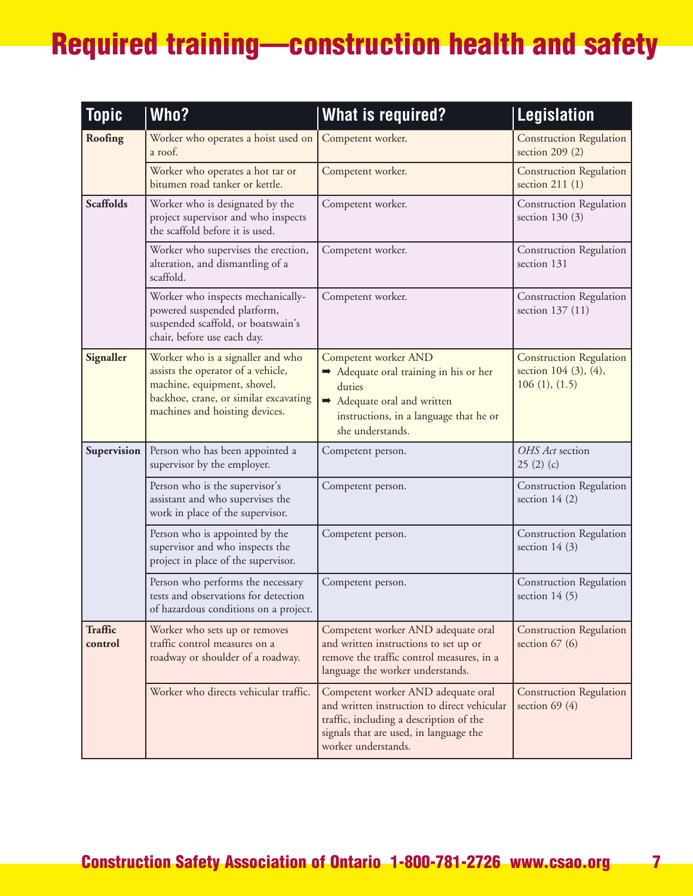# Required training—construction health and safety

| Topic | Who? | What is required? | Legislation |
|---|---|---|---|
| **Roofing** | Worker who operates a hoist used on a roof. | Competent worker. | Construction Regulation section 209 (2) |
| | Worker who operates a hot tar or bitumen road tanker or kettle. | Competent worker. | Construction Regulation section 211 (1) |
| **Scaffolds** | Worker who is designated by the project supervisor and who inspects the scaffold before it is used. | Competent worker. | Construction Regulation section 130 (3) |
| | Worker who supervises the erection, alteration, and dismantling of a scaffold. | Competent worker. | Construction Regulation section 131 |
| | Worker who inspects mechanically-powered suspended platform, suspended scaffold, or boatswain's chair, before use each day. | Competent worker. | Construction Regulation section 137 (11) |
| **Signaller** | Worker who is a signaller and who assists the operator of a vehicle, machine, equipment, shovel, backhoe, crane, or similar excavating machines and hoisting devices. | Competent worker AND ➡ Adequate oral training in his or her duties ➡ Adequate oral and written instructions, in a language that he or she understands. | Construction Regulation section 104 (3), (4), 106 (1), (1.5) |
| **Supervision** | Person who has been appointed a supervisor by the employer. | Competent person. | *OHS Act* section 25 (2) (c) |
| | Person who is the supervisor's assistant and who supervises the work in place of the supervisor. | Competent person. | Construction Regulation section 14 (2) |
| | Person who is appointed by the supervisor and who inspects the project in place of the supervisor. | Competent person. | Construction Regulation section 14 (3) |
| | Person who performs the necessary tests and observations for detection of hazardous conditions on a project. | Competent person. | Construction Regulation section 14 (5) |
| **Traffic control** | Worker who sets up or removes traffic control measures on a roadway or shoulder of a roadway. | Competent worker AND adequate oral and written instructions to set up or remove the traffic control measures, in a language the worker understands. | Construction Regulation section 67 (6) |
| | Worker who directs vehicular traffic. | Competent worker AND adequate oral and written instruction to direct vehicular traffic, including a description of the signals that are used, in language the worker understands. | Construction Regulation section 69 (4) |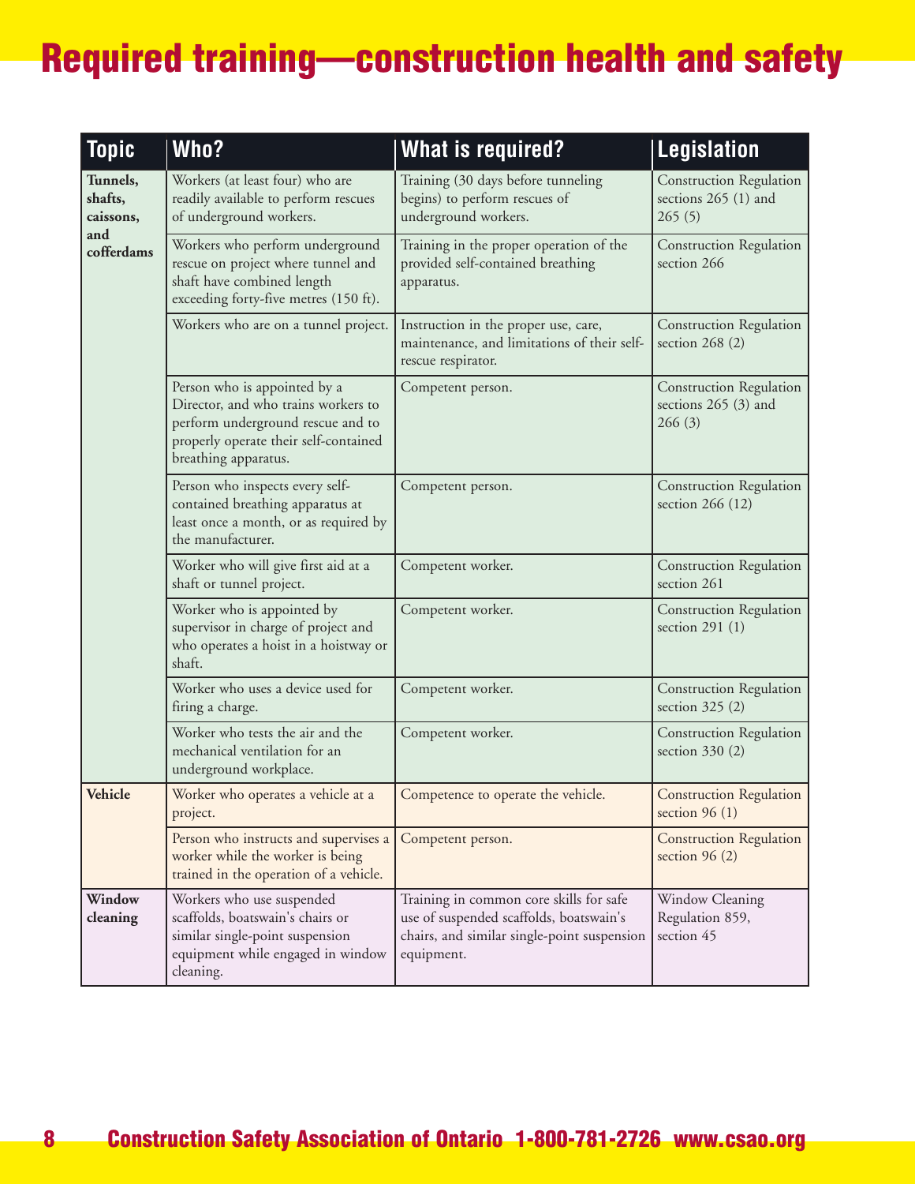# Required training—construction health and safety

| Topic | Who? | What is required? | Legislation |
|---|---|---|---|
| **Tunnels, shafts, caissons, and cofferdams** | Workers (at least four) who are readily available to perform rescues of underground workers. | Training (30 days before tunneling begins) to perform rescues of underground workers. | Construction Regulation sections 265 (1) and 265 (5) |
| | Workers who perform underground rescue on project where tunnel and shaft have combined length exceeding forty-five metres (150 ft). | Training in the proper operation of the provided self-contained breathing apparatus. | Construction Regulation section 266 |
| | Workers who are on a tunnel project. | Instruction in the proper use, care, maintenance, and limitations of their self-rescue respirator. | Construction Regulation section 268 (2) |
| | Person who is appointed by a Director, and who trains workers to perform underground rescue and to properly operate their self-contained breathing apparatus. | Competent person. | Construction Regulation sections 265 (3) and 266 (3) |
| | Person who inspects every self-contained breathing apparatus at least once a month, or as required by the manufacturer. | Competent person. | Construction Regulation section 266 (12) |
| | Worker who will give first aid at a shaft or tunnel project. | Competent worker. | Construction Regulation section 261 |
| | Worker who is appointed by supervisor in charge of project and who operates a hoist in a hoistway or shaft. | Competent worker. | Construction Regulation section 291 (1) |
| | Worker who uses a device used for firing a charge. | Competent worker. | Construction Regulation section 325 (2) |
| | Worker who tests the air and the mechanical ventilation for an underground workplace. | Competent worker. | Construction Regulation section 330 (2) |
| **Vehicle** | Worker who operates a vehicle at a project. | Competence to operate the vehicle. | Construction Regulation section 96 (1) |
| | Person who instructs and supervises a worker while the worker is being trained in the operation of a vehicle. | Competent person. | Construction Regulation section 96 (2) |
| **Window cleaning** | Workers who use suspended scaffolds, boatswain's chairs or similar single-point suspension equipment while engaged in window cleaning. | Training in common core skills for safe use of suspended scaffolds, boatswain's chairs, and similar single-point suspension equipment. | Window Cleaning Regulation 859, section 45 |

Construction Safety Association of Ontario 1-800-781-2726 www.csao.org